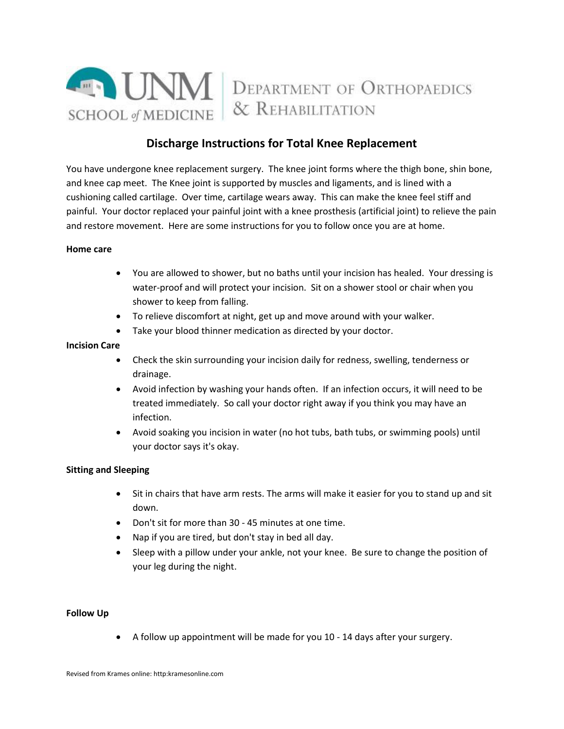UNM SCHOOL of MEDICINE | DEPARTMENT OF ORTHOPAEDICS & REHABILITATION

# Discharge Instructions for Total Knee Replacement

You have undergone knee replacement surgery. The knee joint forms where the thigh bone, shin bone, and knee cap meet. The Knee joint is supported by muscles and ligaments, and is lined with a cushioning called cartilage. Over time, cartilage wears away. This can make the knee feel stiff and painful. Your doctor replaced your painful joint with a knee prosthesis (artificial joint) to relieve the pain and restore movement. Here are some instructions for you to follow once you are at home.

**Home care**

- You are allowed to shower, but no baths until your incision has healed. Your dressing is water-proof and will protect your incision. Sit on a shower stool or chair when you shower to keep from falling.
- To relieve discomfort at night, get up and move around with your walker.
- Take your blood thinner medication as directed by your doctor.

**Incision Care**

- Check the skin surrounding your incision daily for redness, swelling, tenderness or drainage.
- Avoid infection by washing your hands often. If an infection occurs, it will need to be treated immediately. So call your doctor right away if you think you may have an infection.
- Avoid soaking you incision in water (no hot tubs, bath tubs, or swimming pools) until your doctor says it's okay.

**Sitting and Sleeping**

- Sit in chairs that have arm rests. The arms will make it easier for you to stand up and sit down.
- Don't sit for more than 30 - 45 minutes at one time.
- Nap if you are tired, but don't stay in bed all day.
- Sleep with a pillow under your ankle, not your knee. Be sure to change the position of your leg during the night.

**Follow Up**

- A follow up appointment will be made for you 10 - 14 days after your surgery.

Revised from Krames online: http:kramesonline.com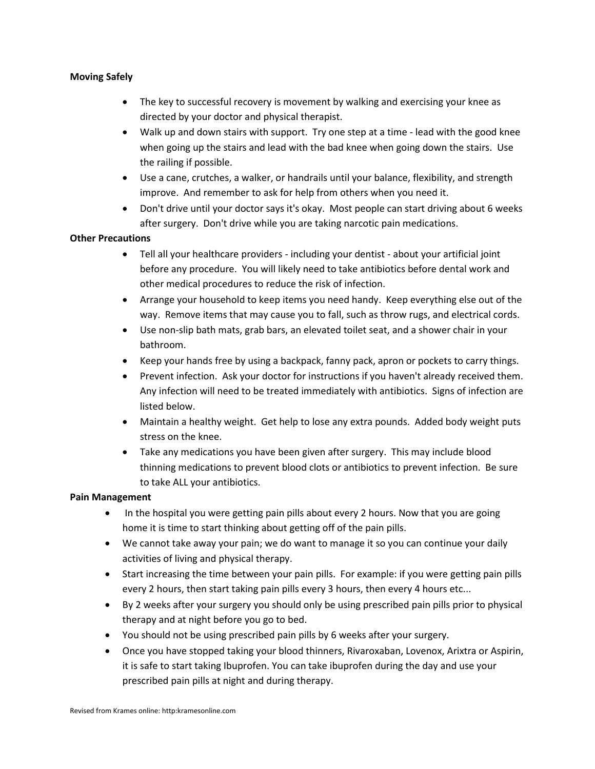**Moving Safely**

- The key to successful recovery is movement by walking and exercising your knee as directed by your doctor and physical therapist.
- Walk up and down stairs with support. Try one step at a time - lead with the good knee when going up the stairs and lead with the bad knee when going down the stairs. Use the railing if possible.
- Use a cane, crutches, a walker, or handrails until your balance, flexibility, and strength improve. And remember to ask for help from others when you need it.
- Don't drive until your doctor says it's okay. Most people can start driving about 6 weeks after surgery. Don't drive while you are taking narcotic pain medications.

**Other Precautions**

- Tell all your healthcare providers - including your dentist - about your artificial joint before any procedure. You will likely need to take antibiotics before dental work and other medical procedures to reduce the risk of infection.
- Arrange your household to keep items you need handy. Keep everything else out of the way. Remove items that may cause you to fall, such as throw rugs, and electrical cords.
- Use non-slip bath mats, grab bars, an elevated toilet seat, and a shower chair in your bathroom.
- Keep your hands free by using a backpack, fanny pack, apron or pockets to carry things.
- Prevent infection. Ask your doctor for instructions if you haven't already received them. Any infection will need to be treated immediately with antibiotics. Signs of infection are listed below.
- Maintain a healthy weight. Get help to lose any extra pounds. Added body weight puts stress on the knee.
- Take any medications you have been given after surgery. This may include blood thinning medications to prevent blood clots or antibiotics to prevent infection. Be sure to take ALL your antibiotics.

**Pain Management**

- In the hospital you were getting pain pills about every 2 hours. Now that you are going home it is time to start thinking about getting off of the pain pills.
- We cannot take away your pain; we do want to manage it so you can continue your daily activities of living and physical therapy.
- Start increasing the time between your pain pills. For example: if you were getting pain pills every 2 hours, then start taking pain pills every 3 hours, then every 4 hours etc...
- By 2 weeks after your surgery you should only be using prescribed pain pills prior to physical therapy and at night before you go to bed.
- You should not be using prescribed pain pills by 6 weeks after your surgery.
- Once you have stopped taking your blood thinners, Rivaroxaban, Lovenox, Arixtra or Aspirin, it is safe to start taking Ibuprofen. You can take ibuprofen during the day and use your prescribed pain pills at night and during therapy.

Revised from Krames online: http:kramesonline.com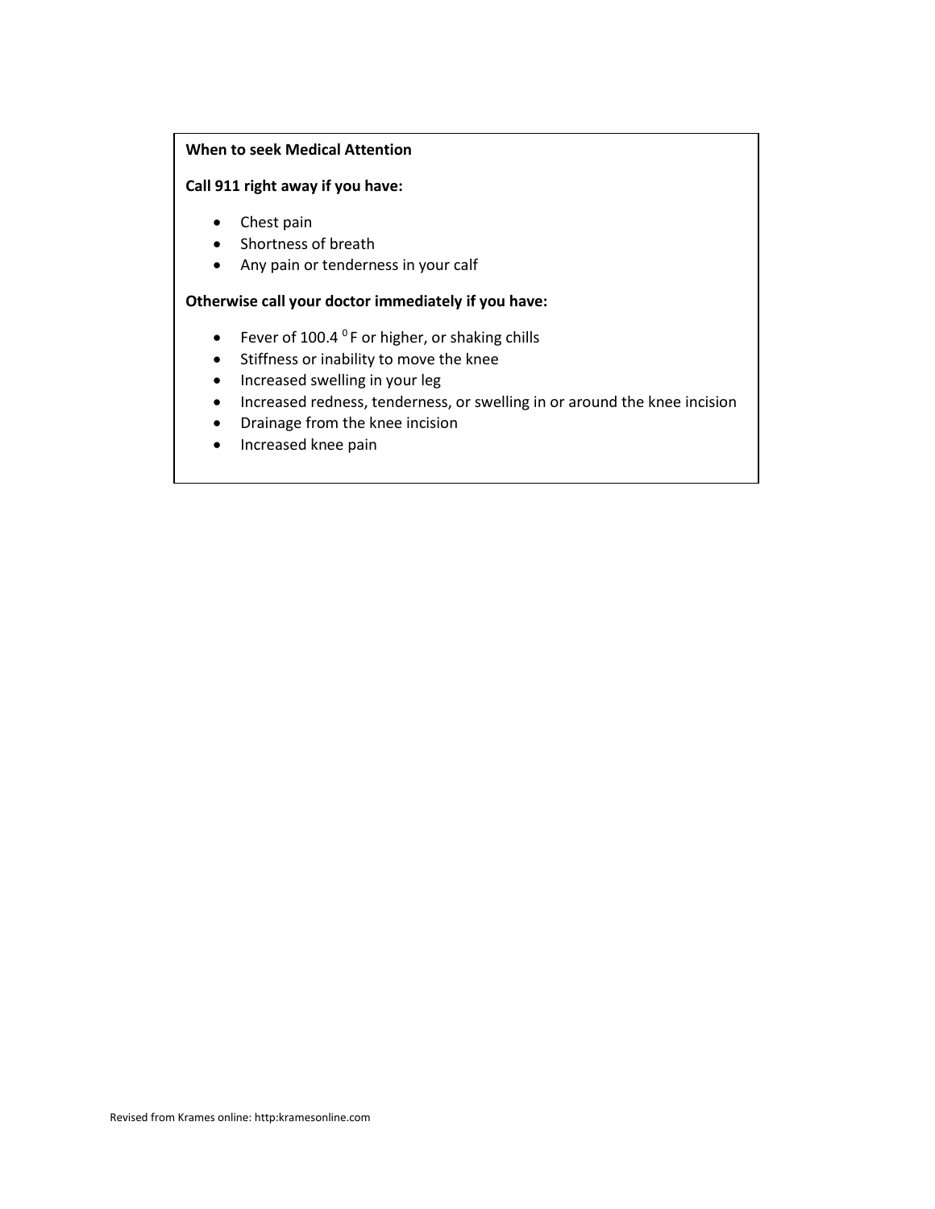**When to seek Medical Attention**

**Call 911 right away if you have:**

- Chest pain
- Shortness of breath
- Any pain or tenderness in your calf

**Otherwise call your doctor immediately if you have:**

- Fever of 100.4 $^{0}$F or higher, or shaking chills
- Stiffness or inability to move the knee
- Increased swelling in your leg
- Increased redness, tenderness, or swelling in or around the knee incision
- Drainage from the knee incision
- Increased knee pain

Revised from Krames online: http:kramesonline.com